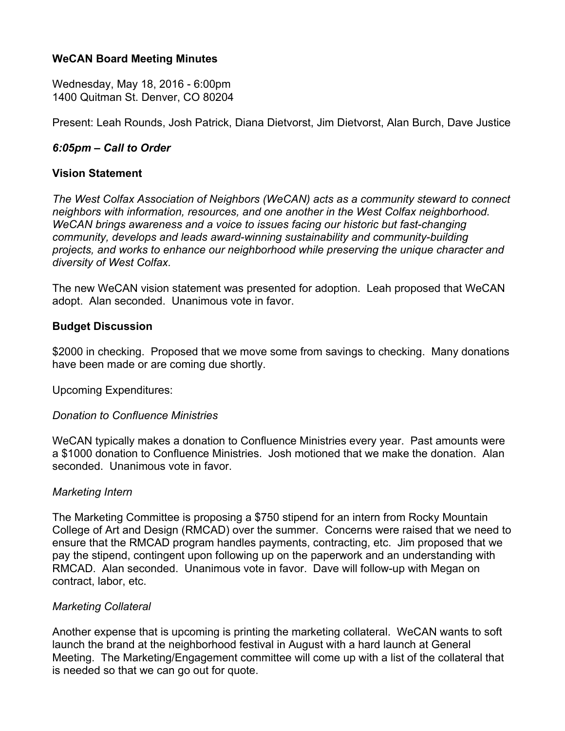# WeCAN Board Meeting Minutes

Wednesday, May 18, 2016 - 6:00pm
1400 Quitman St. Denver, CO 80204

Present: Leah Rounds, Josh Patrick, Diana Dietvorst, Jim Dietvorst, Alan Burch, Dave Justice

***6:05pm – Call to Order***

## Vision Statement

*The West Colfax Association of Neighbors (WeCAN) acts as a community steward to connect neighbors with information, resources, and one another in the West Colfax neighborhood. WeCAN brings awareness and a voice to issues facing our historic but fast-changing community, develops and leads award-winning sustainability and community-building projects, and works to enhance our neighborhood while preserving the unique character and diversity of West Colfax.*

The new WeCAN vision statement was presented for adoption. Leah proposed that WeCAN adopt. Alan seconded. Unanimous vote in favor.

## Budget Discussion

$2000 in checking. Proposed that we move some from savings to checking. Many donations have been made or are coming due shortly.

Upcoming Expenditures:

### *Donation to Confluence Ministries*

WeCAN typically makes a donation to Confluence Ministries every year. Past amounts were a $1000 donation to Confluence Ministries. Josh motioned that we make the donation. Alan seconded. Unanimous vote in favor.

### *Marketing Intern*

The Marketing Committee is proposing a $750 stipend for an intern from Rocky Mountain College of Art and Design (RMCAD) over the summer. Concerns were raised that we need to ensure that the RMCAD program handles payments, contracting, etc. Jim proposed that we pay the stipend, contingent upon following up on the paperwork and an understanding with RMCAD. Alan seconded. Unanimous vote in favor. Dave will follow-up with Megan on contract, labor, etc.

### *Marketing Collateral*

Another expense that is upcoming is printing the marketing collateral. WeCAN wants to soft launch the brand at the neighborhood festival in August with a hard launch at General Meeting. The Marketing/Engagement committee will come up with a list of the collateral that is needed so that we can go out for quote.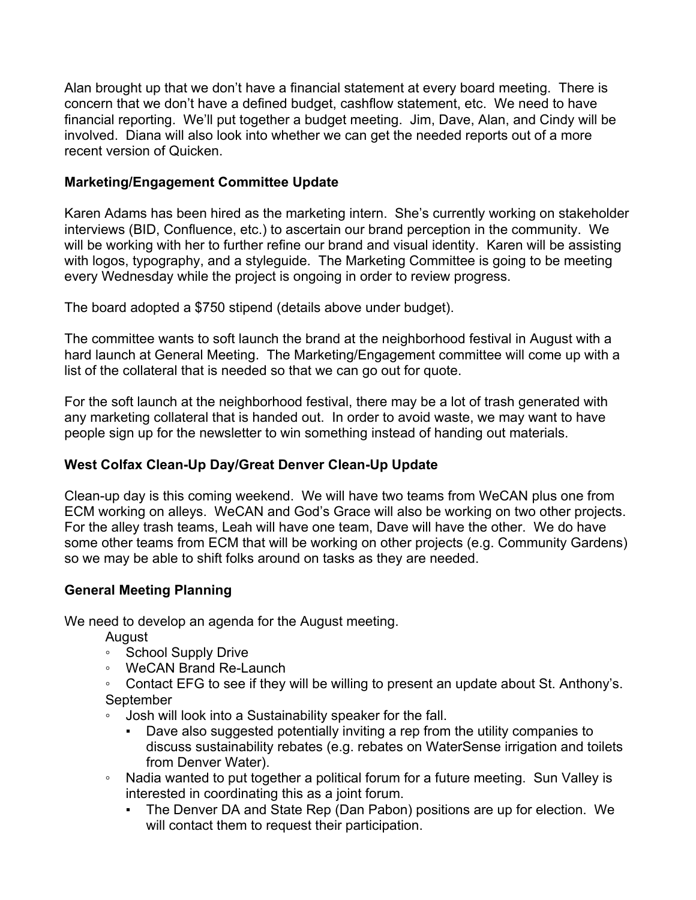Alan brought up that we don't have a financial statement at every board meeting. There is concern that we don't have a defined budget, cashflow statement, etc. We need to have financial reporting. We'll put together a budget meeting. Jim, Dave, Alan, and Cindy will be involved. Diana will also look into whether we can get the needed reports out of a more recent version of Quicken.

**Marketing/Engagement Committee Update**

Karen Adams has been hired as the marketing intern. She's currently working on stakeholder interviews (BID, Confluence, etc.) to ascertain our brand perception in the community. We will be working with her to further refine our brand and visual identity. Karen will be assisting with logos, typography, and a styleguide. The Marketing Committee is going to be meeting every Wednesday while the project is ongoing in order to review progress.

The board adopted a $750 stipend (details above under budget).

The committee wants to soft launch the brand at the neighborhood festival in August with a hard launch at General Meeting. The Marketing/Engagement committee will come up with a list of the collateral that is needed so that we can go out for quote.

For the soft launch at the neighborhood festival, there may be a lot of trash generated with any marketing collateral that is handed out. In order to avoid waste, we may want to have people sign up for the newsletter to win something instead of handing out materials.

**West Colfax Clean-Up Day/Great Denver Clean-Up Update**

Clean-up day is this coming weekend. We will have two teams from WeCAN plus one from ECM working on alleys. WeCAN and God's Grace will also be working on two other projects. For the alley trash teams, Leah will have one team, Dave will have the other. We do have some other teams from ECM that will be working on other projects (e.g. Community Gardens) so we may be able to shift folks around on tasks as they are needed.

**General Meeting Planning**

We need to develop an agenda for the August meeting.

August
- School Supply Drive
- WeCAN Brand Re-Launch
- Contact EFG to see if they will be willing to present an update about St. Anthony's.

September
- Josh will look into a Sustainability speaker for the fall.
  - Dave also suggested potentially inviting a rep from the utility companies to discuss sustainability rebates (e.g. rebates on WaterSense irrigation and toilets from Denver Water).
- Nadia wanted to put together a political forum for a future meeting. Sun Valley is interested in coordinating this as a joint forum.
  - The Denver DA and State Rep (Dan Pabon) positions are up for election. We will contact them to request their participation.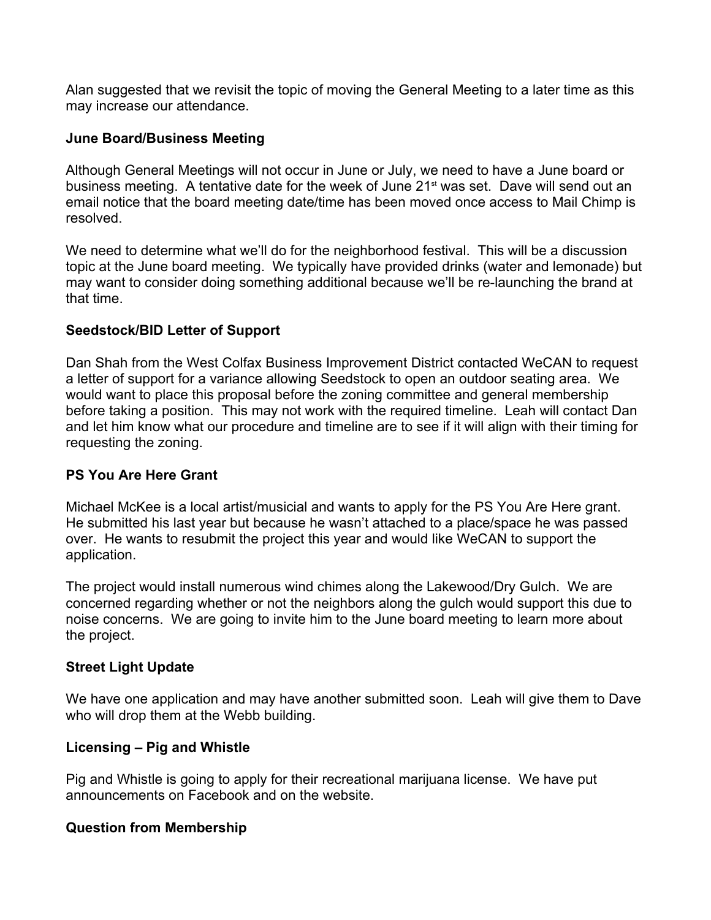Alan suggested that we revisit the topic of moving the General Meeting to a later time as this may increase our attendance.

**June Board/Business Meeting**

Although General Meetings will not occur in June or July, we need to have a June board or business meeting. A tentative date for the week of June 21st was set. Dave will send out an email notice that the board meeting date/time has been moved once access to Mail Chimp is resolved.

We need to determine what we'll do for the neighborhood festival. This will be a discussion topic at the June board meeting. We typically have provided drinks (water and lemonade) but may want to consider doing something additional because we'll be re-launching the brand at that time.

**Seedstock/BID Letter of Support**

Dan Shah from the West Colfax Business Improvement District contacted WeCAN to request a letter of support for a variance allowing Seedstock to open an outdoor seating area. We would want to place this proposal before the zoning committee and general membership before taking a position. This may not work with the required timeline. Leah will contact Dan and let him know what our procedure and timeline are to see if it will align with their timing for requesting the zoning.

**PS You Are Here Grant**

Michael McKee is a local artist/musicial and wants to apply for the PS You Are Here grant. He submitted his last year but because he wasn't attached to a place/space he was passed over. He wants to resubmit the project this year and would like WeCAN to support the application.

The project would install numerous wind chimes along the Lakewood/Dry Gulch. We are concerned regarding whether or not the neighbors along the gulch would support this due to noise concerns. We are going to invite him to the June board meeting to learn more about the project.

**Street Light Update**

We have one application and may have another submitted soon. Leah will give them to Dave who will drop them at the Webb building.

**Licensing – Pig and Whistle**

Pig and Whistle is going to apply for their recreational marijuana license. We have put announcements on Facebook and on the website.

**Question from Membership**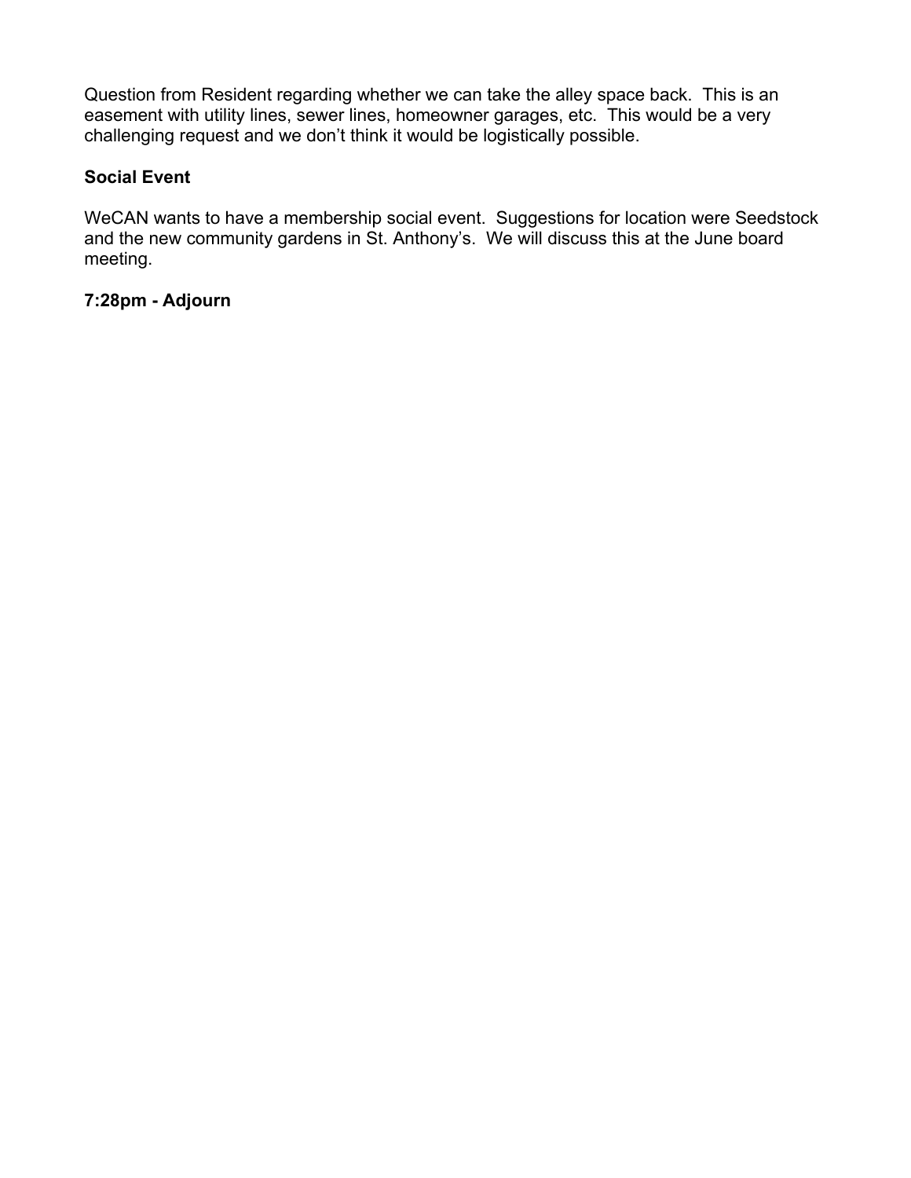Question from Resident regarding whether we can take the alley space back. This is an easement with utility lines, sewer lines, homeowner garages, etc. This would be a very challenging request and we don't think it would be logistically possible.

**Social Event**

WeCAN wants to have a membership social event. Suggestions for location were Seedstock and the new community gardens in St. Anthony's. We will discuss this at the June board meeting.

**7:28pm - Adjourn**